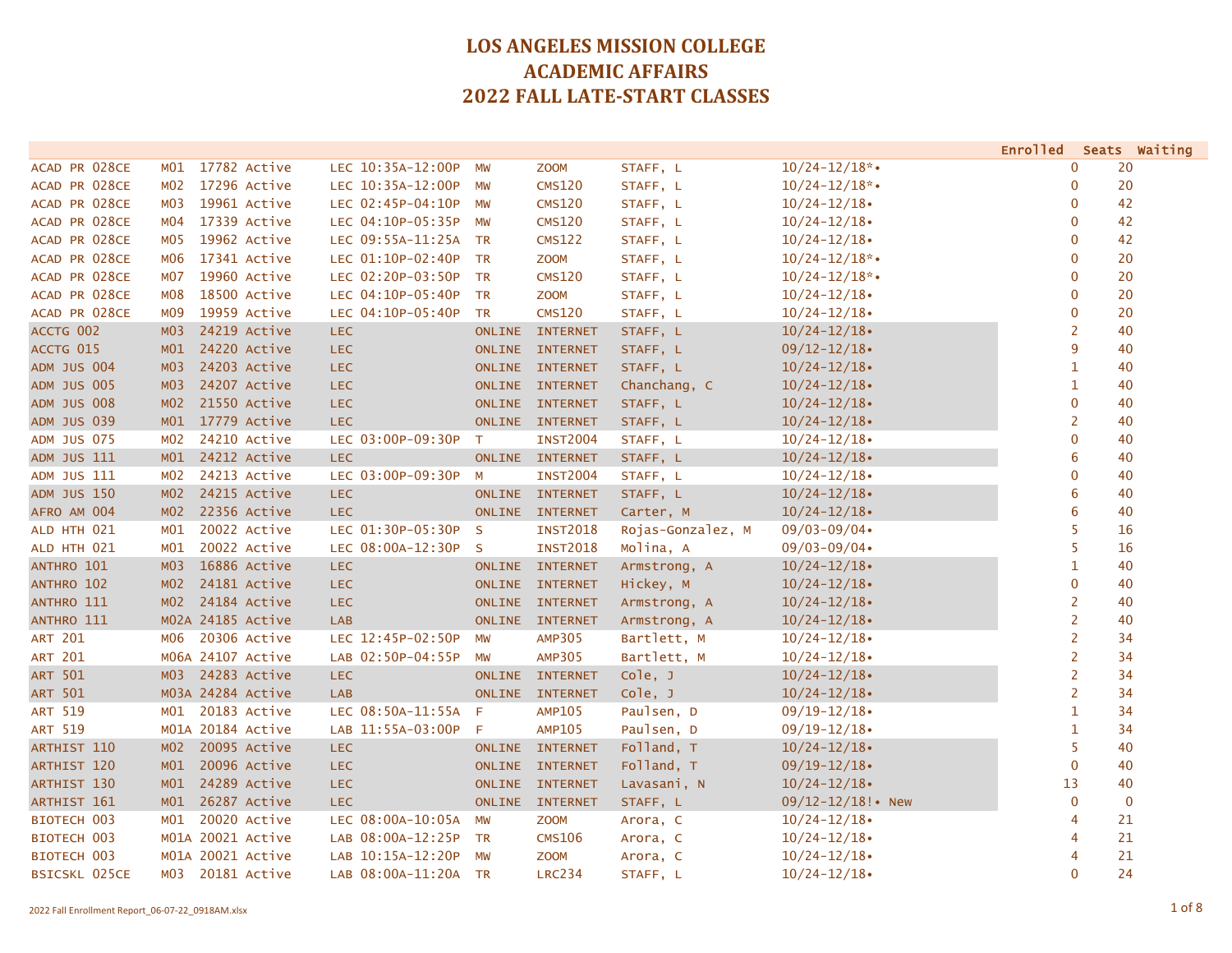# LOS ANGELES MISSION COLLEGE
# ACADEMIC AFFAIRS
# 2022 FALL LATE-START CLASSES

| Course | Section | Class # | Status | Type | Time | Days | Room | Instructor | Dates | Enrolled | Seats | Waiting |
|---|---|---|---|---|---|---|---|---|---|---|---|---|
| ACAD PR 028CE | M01 | 17782 | Active | LEC | 10:35A-12:00P | MW | ZOOM | STAFF, L | 10/24-12/18*• | 0 | 20 | |
| ACAD PR 028CE | M02 | 17296 | Active | LEC | 10:35A-12:00P | MW | CMS120 | STAFF, L | 10/24-12/18*• | 0 | 20 | |
| ACAD PR 028CE | M03 | 19961 | Active | LEC | 02:45P-04:10P | MW | CMS120 | STAFF, L | 10/24-12/18• | 0 | 42 | |
| ACAD PR 028CE | M04 | 17339 | Active | LEC | 04:10P-05:35P | MW | CMS120 | STAFF, L | 10/24-12/18• | 0 | 42 | |
| ACAD PR 028CE | M05 | 19962 | Active | LEC | 09:55A-11:25A | TR | CMS122 | STAFF, L | 10/24-12/18• | 0 | 42 | |
| ACAD PR 028CE | M06 | 17341 | Active | LEC | 01:10P-02:40P | TR | ZOOM | STAFF, L | 10/24-12/18*• | 0 | 20 | |
| ACAD PR 028CE | M07 | 19960 | Active | LEC | 02:20P-03:50P | TR | CMS120 | STAFF, L | 10/24-12/18*• | 0 | 20 | |
| ACAD PR 028CE | M08 | 18500 | Active | LEC | 04:10P-05:40P | TR | ZOOM | STAFF, L | 10/24-12/18• | 0 | 20 | |
| ACAD PR 028CE | M09 | 19959 | Active | LEC | 04:10P-05:40P | TR | CMS120 | STAFF, L | 10/24-12/18• | 0 | 20 | |
| ACCTG 002 | M03 | 24219 | Active | LEC | | ONLINE | INTERNET | STAFF, L | 10/24-12/18• | 2 | 40 | |
| ACCTG 015 | M01 | 24220 | Active | LEC | | ONLINE | INTERNET | STAFF, L | 09/12-12/18• | 9 | 40 | |
| ADM JUS 004 | M03 | 24203 | Active | LEC | | ONLINE | INTERNET | STAFF, L | 10/24-12/18• | 1 | 40 | |
| ADM JUS 005 | M03 | 24207 | Active | LEC | | ONLINE | INTERNET | Chanchang, C | 10/24-12/18• | 1 | 40 | |
| ADM JUS 008 | M02 | 21550 | Active | LEC | | ONLINE | INTERNET | STAFF, L | 10/24-12/18• | 0 | 40 | |
| ADM JUS 039 | M01 | 17779 | Active | LEC | | ONLINE | INTERNET | STAFF, L | 10/24-12/18• | 2 | 40 | |
| ADM JUS 075 | M02 | 24210 | Active | LEC | 03:00P-09:30P | T | INST2004 | STAFF, L | 10/24-12/18• | 0 | 40 | |
| ADM JUS 111 | M01 | 24212 | Active | LEC | | ONLINE | INTERNET | STAFF, L | 10/24-12/18• | 6 | 40 | |
| ADM JUS 111 | M02 | 24213 | Active | LEC | 03:00P-09:30P | M | INST2004 | STAFF, L | 10/24-12/18• | 0 | 40 | |
| ADM JUS 150 | M02 | 24215 | Active | LEC | | ONLINE | INTERNET | STAFF, L | 10/24-12/18• | 6 | 40 | |
| AFRO AM 004 | M02 | 22356 | Active | LEC | | ONLINE | INTERNET | Carter, M | 10/24-12/18• | 6 | 40 | |
| ALD HTH 021 | M01 | 20022 | Active | LEC | 01:30P-05:30P | S | INST2018 | Rojas-Gonzalez, M | 09/03-09/04• | 5 | 16 | |
| ALD HTH 021 | M01 | 20022 | Active | LEC | 08:00A-12:30P | S | INST2018 | Molina, A | 09/03-09/04• | 5 | 16 | |
| ANTHRO 101 | M03 | 16886 | Active | LEC | | ONLINE | INTERNET | Armstrong, A | 10/24-12/18• | 1 | 40 | |
| ANTHRO 102 | M02 | 24181 | Active | LEC | | ONLINE | INTERNET | Hickey, M | 10/24-12/18• | 0 | 40 | |
| ANTHRO 111 | M02 | 24184 | Active | LEC | | ONLINE | INTERNET | Armstrong, A | 10/24-12/18• | 2 | 40 | |
| ANTHRO 111 | M02A | 24185 | Active | LAB | | ONLINE | INTERNET | Armstrong, A | 10/24-12/18• | 2 | 40 | |
| ART 201 | M06 | 20306 | Active | LEC | 12:45P-02:50P | MW | AMP305 | Bartlett, M | 10/24-12/18• | 2 | 34 | |
| ART 201 | M06A | 24107 | Active | LAB | 02:50P-04:55P | MW | AMP305 | Bartlett, M | 10/24-12/18• | 2 | 34 | |
| ART 501 | M03 | 24283 | Active | LEC | | ONLINE | INTERNET | Cole, J | 10/24-12/18• | 2 | 34 | |
| ART 501 | M03A | 24284 | Active | LAB | | ONLINE | INTERNET | Cole, J | 10/24-12/18• | 2 | 34 | |
| ART 519 | M01 | 20183 | Active | LEC | 08:50A-11:55A | F | AMP105 | Paulsen, D | 09/19-12/18• | 1 | 34 | |
| ART 519 | M01A | 20184 | Active | LAB | 11:55A-03:00P | F | AMP105 | Paulsen, D | 09/19-12/18• | 1 | 34 | |
| ARTHIST 110 | M02 | 20095 | Active | LEC | | ONLINE | INTERNET | Folland, T | 10/24-12/18• | 5 | 40 | |
| ARTHIST 120 | M01 | 20096 | Active | LEC | | ONLINE | INTERNET | Folland, T | 09/19-12/18• | 0 | 40 | |
| ARTHIST 130 | M01 | 24289 | Active | LEC | | ONLINE | INTERNET | Lavasani, N | 10/24-12/18• | 13 | 40 | |
| ARTHIST 161 | M01 | 26287 | Active | LEC | | ONLINE | INTERNET | STAFF, L | 09/12-12/18!• New | 0 | 0 | |
| BIOTECH 003 | M01 | 20020 | Active | LEC | 08:00A-10:05A | MW | ZOOM | Arora, C | 10/24-12/18• | 4 | 21 | |
| BIOTECH 003 | M01A | 20021 | Active | LAB | 08:00A-12:25P | TR | CMS106 | Arora, C | 10/24-12/18• | 4 | 21 | |
| BIOTECH 003 | M01A | 20021 | Active | LAB | 10:15A-12:20P | MW | ZOOM | Arora, C | 10/24-12/18• | 4 | 21 | |
| BSICSKL 025CE | M03 | 20181 | Active | LAB | 08:00A-11:20A | TR | LRC234 | STAFF, L | 10/24-12/18• | 0 | 24 | |

2022 Fall Enrollment Report_06-07-22_0918AM.xlsx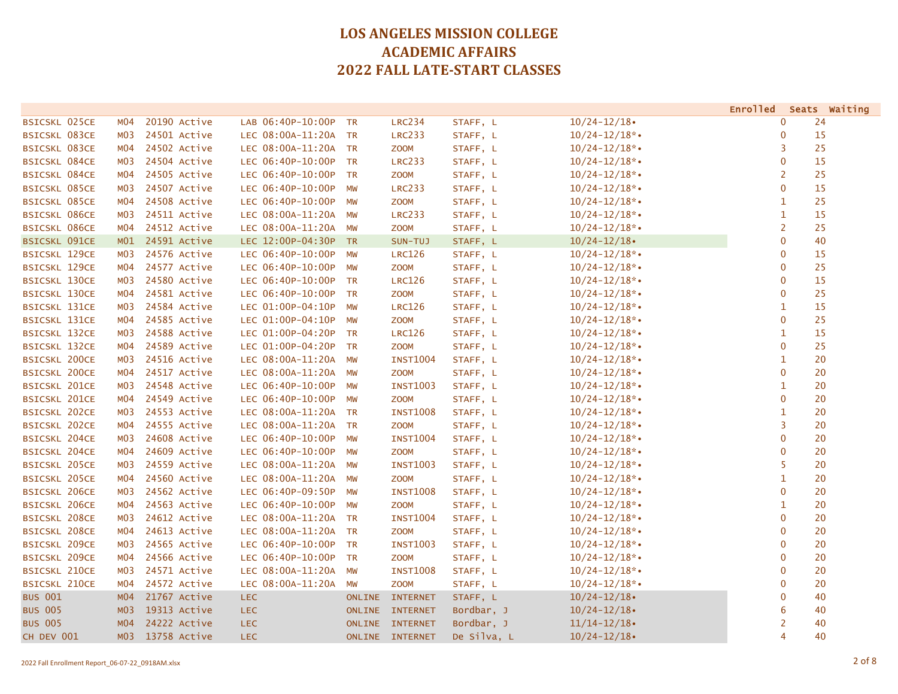# LOS ANGELES MISSION COLLEGE
# ACADEMIC AFFAIRS
# 2022 FALL LATE-START CLASSES

| Course | Section | Class # | Status | Type | Time | Days | Location | Instructor | Dates | Enrolled | Seats | Waiting |
|---|---|---|---|---|---|---|---|---|---|---|---|---|
| BSICSKL 025CE | M04 | 20190 | Active | LAB | 06:40P-10:00P | TR | LRC234 | STAFF, L | 10/24-12/18• | 0 | 24 | |
| BSICSKL 083CE | M03 | 24501 | Active | LEC | 08:00A-11:20A | TR | LRC233 | STAFF, L | 10/24-12/18*• | 0 | 15 | |
| BSICSKL 083CE | M04 | 24502 | Active | LEC | 08:00A-11:20A | TR | ZOOM | STAFF, L | 10/24-12/18*• | 3 | 25 | |
| BSICSKL 084CE | M03 | 24504 | Active | LEC | 06:40P-10:00P | TR | LRC233 | STAFF, L | 10/24-12/18*• | 0 | 15 | |
| BSICSKL 084CE | M04 | 24505 | Active | LEC | 06:40P-10:00P | TR | ZOOM | STAFF, L | 10/24-12/18*• | 2 | 25 | |
| BSICSKL 085CE | M03 | 24507 | Active | LEC | 06:40P-10:00P | MW | LRC233 | STAFF, L | 10/24-12/18*• | 0 | 15 | |
| BSICSKL 085CE | M04 | 24508 | Active | LEC | 06:40P-10:00P | MW | ZOOM | STAFF, L | 10/24-12/18*• | 1 | 25 | |
| BSICSKL 086CE | M03 | 24511 | Active | LEC | 08:00A-11:20A | MW | LRC233 | STAFF, L | 10/24-12/18*• | 1 | 15 | |
| BSICSKL 086CE | M04 | 24512 | Active | LEC | 08:00A-11:20A | MW | ZOOM | STAFF, L | 10/24-12/18*• | 2 | 25 | |
| BSICSKL 091CE | M01 | 24591 | Active | LEC | 12:00P-04:30P | TR | SUN-TUJ | STAFF, L | 10/24-12/18• | 0 | 40 | |
| BSICSKL 129CE | M03 | 24576 | Active | LEC | 06:40P-10:00P | MW | LRC126 | STAFF, L | 10/24-12/18*• | 0 | 15 | |
| BSICSKL 129CE | M04 | 24577 | Active | LEC | 06:40P-10:00P | MW | ZOOM | STAFF, L | 10/24-12/18*• | 0 | 25 | |
| BSICSKL 130CE | M03 | 24580 | Active | LEC | 06:40P-10:00P | TR | LRC126 | STAFF, L | 10/24-12/18*• | 0 | 15 | |
| BSICSKL 130CE | M04 | 24581 | Active | LEC | 06:40P-10:00P | TR | ZOOM | STAFF, L | 10/24-12/18*• | 0 | 25 | |
| BSICSKL 131CE | M03 | 24584 | Active | LEC | 01:00P-04:10P | MW | LRC126 | STAFF, L | 10/24-12/18*• | 1 | 15 | |
| BSICSKL 131CE | M04 | 24585 | Active | LEC | 01:00P-04:10P | MW | ZOOM | STAFF, L | 10/24-12/18*• | 0 | 25 | |
| BSICSKL 132CE | M03 | 24588 | Active | LEC | 01:00P-04:20P | TR | LRC126 | STAFF, L | 10/24-12/18*• | 1 | 15 | |
| BSICSKL 132CE | M04 | 24589 | Active | LEC | 01:00P-04:20P | TR | ZOOM | STAFF, L | 10/24-12/18*• | 0 | 25 | |
| BSICSKL 200CE | M03 | 24516 | Active | LEC | 08:00A-11:20A | MW | INST1004 | STAFF, L | 10/24-12/18*• | 1 | 20 | |
| BSICSKL 200CE | M04 | 24517 | Active | LEC | 08:00A-11:20A | MW | ZOOM | STAFF, L | 10/24-12/18*• | 0 | 20 | |
| BSICSKL 201CE | M03 | 24548 | Active | LEC | 06:40P-10:00P | MW | INST1003 | STAFF, L | 10/24-12/18*• | 1 | 20 | |
| BSICSKL 201CE | M04 | 24549 | Active | LEC | 06:40P-10:00P | MW | ZOOM | STAFF, L | 10/24-12/18*• | 0 | 20 | |
| BSICSKL 202CE | M03 | 24553 | Active | LEC | 08:00A-11:20A | TR | INST1008 | STAFF, L | 10/24-12/18*• | 1 | 20 | |
| BSICSKL 202CE | M04 | 24555 | Active | LEC | 08:00A-11:20A | TR | ZOOM | STAFF, L | 10/24-12/18*• | 3 | 20 | |
| BSICSKL 204CE | M03 | 24608 | Active | LEC | 06:40P-10:00P | MW | INST1004 | STAFF, L | 10/24-12/18*• | 0 | 20 | |
| BSICSKL 204CE | M04 | 24609 | Active | LEC | 06:40P-10:00P | MW | ZOOM | STAFF, L | 10/24-12/18*• | 0 | 20 | |
| BSICSKL 205CE | M03 | 24559 | Active | LEC | 08:00A-11:20A | MW | INST1003 | STAFF, L | 10/24-12/18*• | 5 | 20 | |
| BSICSKL 205CE | M04 | 24560 | Active | LEC | 08:00A-11:20A | MW | ZOOM | STAFF, L | 10/24-12/18*• | 1 | 20 | |
| BSICSKL 206CE | M03 | 24562 | Active | LEC | 06:40P-09:50P | MW | INST1008 | STAFF, L | 10/24-12/18*• | 0 | 20 | |
| BSICSKL 206CE | M04 | 24563 | Active | LEC | 06:40P-10:00P | MW | ZOOM | STAFF, L | 10/24-12/18*• | 1 | 20 | |
| BSICSKL 208CE | M03 | 24612 | Active | LEC | 08:00A-11:20A | TR | INST1004 | STAFF, L | 10/24-12/18*• | 0 | 20 | |
| BSICSKL 208CE | M04 | 24613 | Active | LEC | 08:00A-11:20A | TR | ZOOM | STAFF, L | 10/24-12/18*• | 0 | 20 | |
| BSICSKL 209CE | M03 | 24565 | Active | LEC | 06:40P-10:00P | TR | INST1003 | STAFF, L | 10/24-12/18*• | 0 | 20 | |
| BSICSKL 209CE | M04 | 24566 | Active | LEC | 06:40P-10:00P | TR | ZOOM | STAFF, L | 10/24-12/18*• | 0 | 20 | |
| BSICSKL 210CE | M03 | 24571 | Active | LEC | 08:00A-11:20A | MW | INST1008 | STAFF, L | 10/24-12/18*• | 0 | 20 | |
| BSICSKL 210CE | M04 | 24572 | Active | LEC | 08:00A-11:20A | MW | ZOOM | STAFF, L | 10/24-12/18*• | 0 | 20 | |
| BUS 001 | M04 | 21767 | Active | LEC | | ONLINE | INTERNET | STAFF, L | 10/24-12/18• | 0 | 40 | |
| BUS 005 | M03 | 19313 | Active | LEC | | ONLINE | INTERNET | Bordbar, J | 10/24-12/18• | 6 | 40 | |
| BUS 005 | M04 | 24222 | Active | LEC | | ONLINE | INTERNET | Bordbar, J | 11/14-12/18• | 2 | 40 | |
| CH DEV 001 | M03 | 13758 | Active | LEC | | ONLINE | INTERNET | De Silva, L | 10/24-12/18• | 4 | 40 | |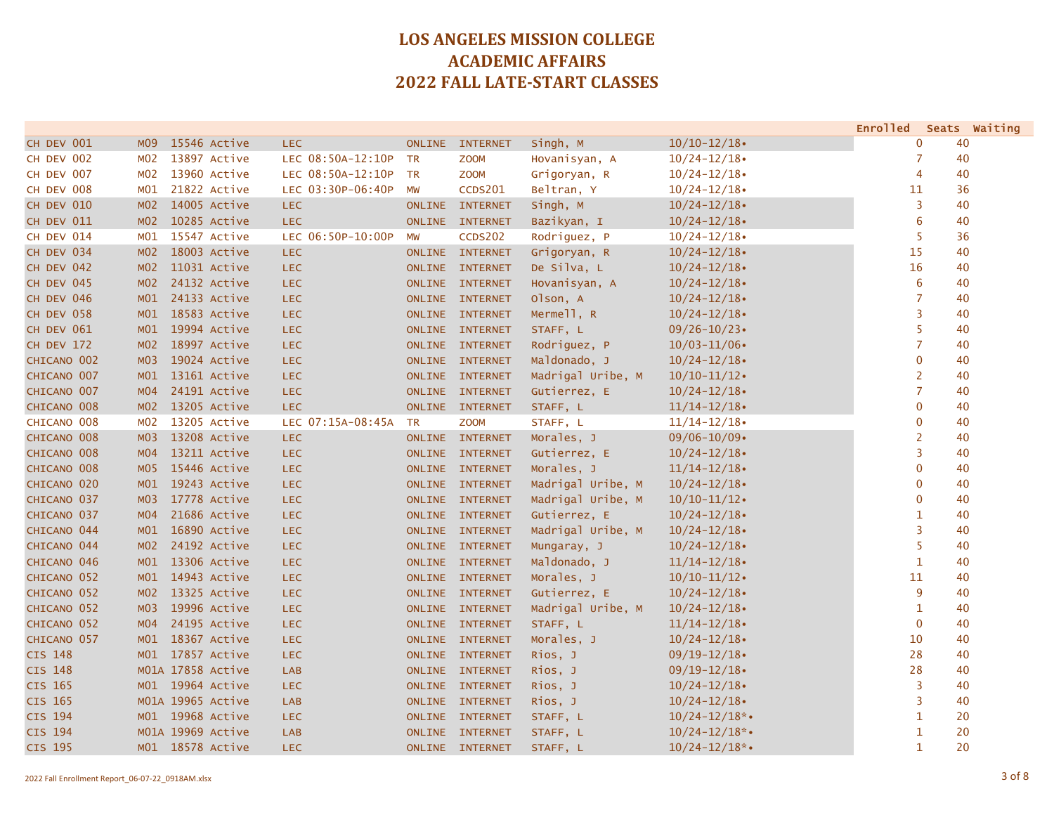# LOS ANGELES MISSION COLLEGE
# ACADEMIC AFFAIRS
# 2022 FALL LATE-START CLASSES

| Course | Section | Class # | Status | Type | Time | Days | Location | Instructor | Dates | Enrolled | Seats | Waiting |
|---|---|---|---|---|---|---|---|---|---|---|---|---|
| CH DEV 001 | M09 | 15546 | Active | LEC | | ONLINE | INTERNET | Singh, M | 10/10-12/18• | 0 | 40 | |
| CH DEV 002 | M02 | 13897 | Active | LEC | 08:50A-12:10P | TR | ZOOM | Hovanisyan, A | 10/24-12/18• | 7 | 40 | |
| CH DEV 007 | M02 | 13960 | Active | LEC | 08:50A-12:10P | TR | ZOOM | Grigoryan, R | 10/24-12/18• | 4 | 40 | |
| CH DEV 008 | M01 | 21822 | Active | LEC | 03:30P-06:40P | MW | CCDS201 | Beltran, Y | 10/24-12/18• | 11 | 36 | |
| CH DEV 010 | M02 | 14005 | Active | LEC | | ONLINE | INTERNET | Singh, M | 10/24-12/18• | 3 | 40 | |
| CH DEV 011 | M02 | 10285 | Active | LEC | | ONLINE | INTERNET | Bazikyan, I | 10/24-12/18• | 6 | 40 | |
| CH DEV 014 | M01 | 15547 | Active | LEC | 06:50P-10:00P | MW | CCDS202 | Rodriguez, P | 10/24-12/18• | 5 | 36 | |
| CH DEV 034 | M02 | 18003 | Active | LEC | | ONLINE | INTERNET | Grigoryan, R | 10/24-12/18• | 15 | 40 | |
| CH DEV 042 | M02 | 11031 | Active | LEC | | ONLINE | INTERNET | De Silva, L | 10/24-12/18• | 16 | 40 | |
| CH DEV 045 | M02 | 24132 | Active | LEC | | ONLINE | INTERNET | Hovanisyan, A | 10/24-12/18• | 6 | 40 | |
| CH DEV 046 | M01 | 24133 | Active | LEC | | ONLINE | INTERNET | Olson, A | 10/24-12/18• | 7 | 40 | |
| CH DEV 058 | M01 | 18583 | Active | LEC | | ONLINE | INTERNET | Mermell, R | 10/24-12/18• | 3 | 40 | |
| CH DEV 061 | M01 | 19994 | Active | LEC | | ONLINE | INTERNET | STAFF, L | 09/26-10/23• | 5 | 40 | |
| CH DEV 172 | M02 | 18997 | Active | LEC | | ONLINE | INTERNET | Rodriguez, P | 10/03-11/06• | 7 | 40 | |
| CHICANO 002 | M03 | 19024 | Active | LEC | | ONLINE | INTERNET | Maldonado, J | 10/24-12/18• | 0 | 40 | |
| CHICANO 007 | M01 | 13161 | Active | LEC | | ONLINE | INTERNET | Madrigal Uribe, M | 10/10-11/12• | 2 | 40 | |
| CHICANO 007 | M04 | 24191 | Active | LEC | | ONLINE | INTERNET | Gutierrez, E | 10/24-12/18• | 7 | 40 | |
| CHICANO 008 | M02 | 13205 | Active | LEC | | ONLINE | INTERNET | STAFF, L | 11/14-12/18• | 0 | 40 | |
| CHICANO 008 | M02 | 13205 | Active | LEC | 07:15A-08:45A | TR | ZOOM | STAFF, L | 11/14-12/18• | 0 | 40 | |
| CHICANO 008 | M03 | 13208 | Active | LEC | | ONLINE | INTERNET | Morales, J | 09/06-10/09• | 2 | 40 | |
| CHICANO 008 | M04 | 13211 | Active | LEC | | ONLINE | INTERNET | Gutierrez, E | 10/24-12/18• | 3 | 40 | |
| CHICANO 008 | M05 | 15446 | Active | LEC | | ONLINE | INTERNET | Morales, J | 11/14-12/18• | 0 | 40 | |
| CHICANO 020 | M01 | 19243 | Active | LEC | | ONLINE | INTERNET | Madrigal Uribe, M | 10/24-12/18• | 0 | 40 | |
| CHICANO 037 | M03 | 17778 | Active | LEC | | ONLINE | INTERNET | Madrigal Uribe, M | 10/10-11/12• | 0 | 40 | |
| CHICANO 037 | M04 | 21686 | Active | LEC | | ONLINE | INTERNET | Gutierrez, E | 10/24-12/18• | 1 | 40 | |
| CHICANO 044 | M01 | 16890 | Active | LEC | | ONLINE | INTERNET | Madrigal Uribe, M | 10/24-12/18• | 3 | 40 | |
| CHICANO 044 | M02 | 24192 | Active | LEC | | ONLINE | INTERNET | Mungaray, J | 10/24-12/18• | 5 | 40 | |
| CHICANO 046 | M01 | 13306 | Active | LEC | | ONLINE | INTERNET | Maldonado, J | 11/14-12/18• | 1 | 40 | |
| CHICANO 052 | M01 | 14943 | Active | LEC | | ONLINE | INTERNET | Morales, J | 10/10-11/12• | 11 | 40 | |
| CHICANO 052 | M02 | 13325 | Active | LEC | | ONLINE | INTERNET | Gutierrez, E | 10/24-12/18• | 9 | 40 | |
| CHICANO 052 | M03 | 19996 | Active | LEC | | ONLINE | INTERNET | Madrigal Uribe, M | 10/24-12/18• | 1 | 40 | |
| CHICANO 052 | M04 | 24195 | Active | LEC | | ONLINE | INTERNET | STAFF, L | 11/14-12/18• | 0 | 40 | |
| CHICANO 057 | M01 | 18367 | Active | LEC | | ONLINE | INTERNET | Morales, J | 10/24-12/18• | 10 | 40 | |
| CIS 148 | M01 | 17857 | Active | LEC | | ONLINE | INTERNET | Rios, J | 09/19-12/18• | 28 | 40 | |
| CIS 148 | M01A | 17858 | Active | LAB | | ONLINE | INTERNET | Rios, J | 09/19-12/18• | 28 | 40 | |
| CIS 165 | M01 | 19964 | Active | LEC | | ONLINE | INTERNET | Rios, J | 10/24-12/18• | 3 | 40 | |
| CIS 165 | M01A | 19965 | Active | LAB | | ONLINE | INTERNET | Rios, J | 10/24-12/18• | 3 | 40 | |
| CIS 194 | M01 | 19968 | Active | LEC | | ONLINE | INTERNET | STAFF, L | 10/24-12/18*• | 1 | 20 | |
| CIS 194 | M01A | 19969 | Active | LAB | | ONLINE | INTERNET | STAFF, L | 10/24-12/18*• | 1 | 20 | |
| CIS 195 | M01 | 18578 | Active | LEC | | ONLINE | INTERNET | STAFF, L | 10/24-12/18*• | 1 | 20 | |

2022 Fall Enrollment Report_06-07-22_0918AM.xlsx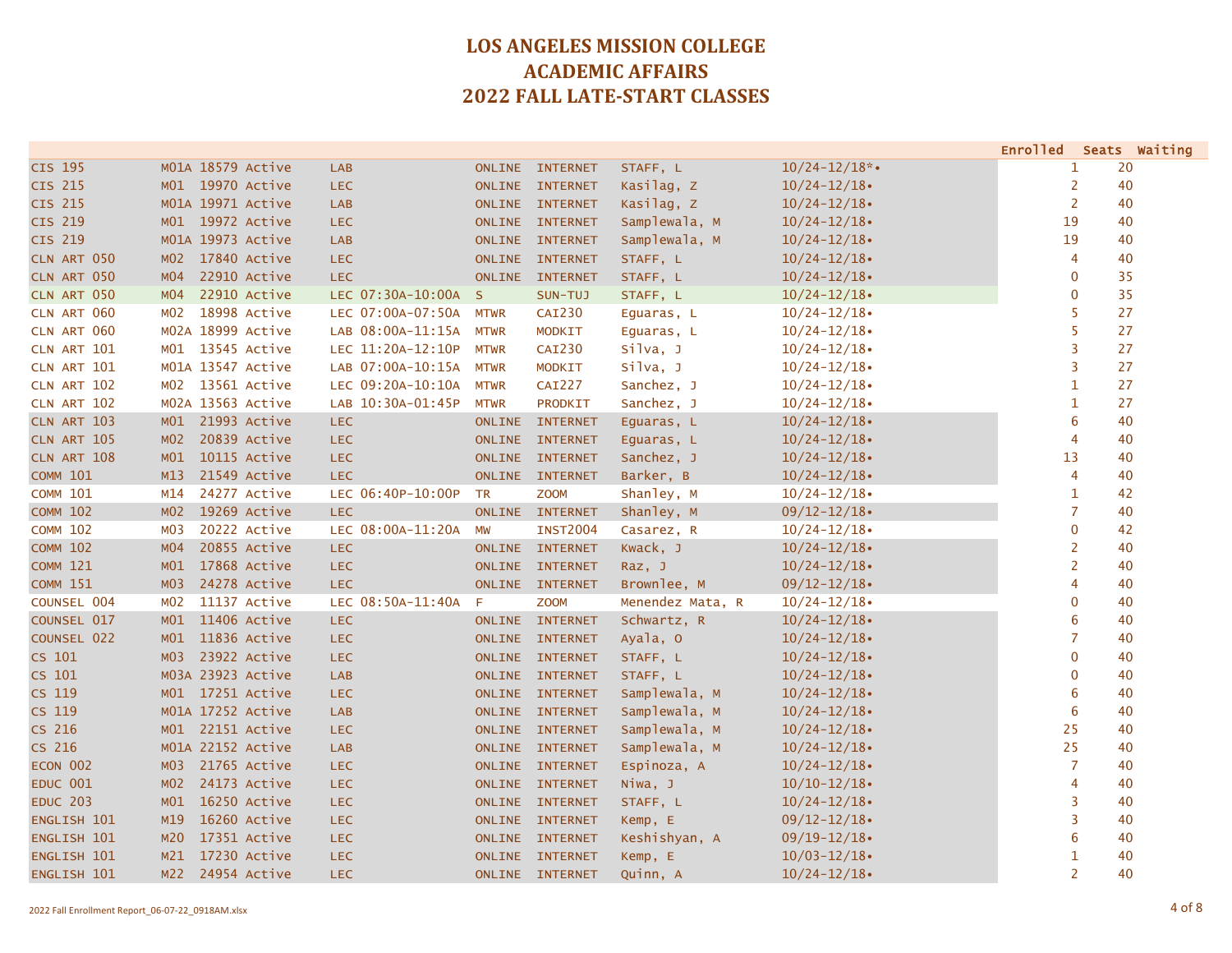# LOS ANGELES MISSION COLLEGE
# ACADEMIC AFFAIRS
# 2022 FALL LATE-START CLASSES

| Course | Section | Class # | Status | Type | Time | Days | Location | Instructor | Dates | Enrolled | Seats | Waiting |
|---|---|---|---|---|---|---|---|---|---|---|---|---|
| CIS 195 | M01A | 18579 | Active | LAB | | ONLINE | INTERNET | STAFF, L | 10/24-12/18*• | 1 | 20 | |
| CIS 215 | M01 | 19970 | Active | LEC | | ONLINE | INTERNET | Kasilag, Z | 10/24-12/18• | 2 | 40 | |
| CIS 215 | M01A | 19971 | Active | LAB | | ONLINE | INTERNET | Kasilag, Z | 10/24-12/18• | 2 | 40 | |
| CIS 219 | M01 | 19972 | Active | LEC | | ONLINE | INTERNET | Samplewala, M | 10/24-12/18• | 19 | 40 | |
| CIS 219 | M01A | 19973 | Active | LAB | | ONLINE | INTERNET | Samplewala, M | 10/24-12/18• | 19 | 40 | |
| CLN ART 050 | M02 | 17840 | Active | LEC | | ONLINE | INTERNET | STAFF, L | 10/24-12/18• | 4 | 40 | |
| CLN ART 050 | M04 | 22910 | Active | LEC | | ONLINE | INTERNET | STAFF, L | 10/24-12/18• | 0 | 35 | |
| CLN ART 050 | M04 | 22910 | Active | LEC | 07:30A-10:00A | S | SUN-TUJ | STAFF, L | 10/24-12/18• | 0 | 35 | |
| CLN ART 060 | M02 | 18998 | Active | LEC | 07:00A-07:50A | MTWR | CAI230 | Eguaras, L | 10/24-12/18• | 5 | 27 | |
| CLN ART 060 | M02A | 18999 | Active | LAB | 08:00A-11:15A | MTWR | MODKIT | Eguaras, L | 10/24-12/18• | 5 | 27 | |
| CLN ART 101 | M01 | 13545 | Active | LEC | 11:20A-12:10P | MTWR | CAI230 | Silva, J | 10/24-12/18• | 3 | 27 | |
| CLN ART 101 | M01A | 13547 | Active | LAB | 07:00A-10:15A | MTWR | MODKIT | Silva, J | 10/24-12/18• | 3 | 27 | |
| CLN ART 102 | M02 | 13561 | Active | LEC | 09:20A-10:10A | MTWR | CAI227 | Sanchez, J | 10/24-12/18• | 1 | 27 | |
| CLN ART 102 | M02A | 13563 | Active | LAB | 10:30A-01:45P | MTWR | PRODKIT | Sanchez, J | 10/24-12/18• | 1 | 27 | |
| CLN ART 103 | M01 | 21993 | Active | LEC | | ONLINE | INTERNET | Eguaras, L | 10/24-12/18• | 6 | 40 | |
| CLN ART 105 | M02 | 20839 | Active | LEC | | ONLINE | INTERNET | Eguaras, L | 10/24-12/18• | 4 | 40 | |
| CLN ART 108 | M01 | 10115 | Active | LEC | | ONLINE | INTERNET | Sanchez, J | 10/24-12/18• | 13 | 40 | |
| COMM 101 | M13 | 21549 | Active | LEC | | ONLINE | INTERNET | Barker, B | 10/24-12/18• | 4 | 40 | |
| COMM 101 | M14 | 24277 | Active | LEC | 06:40P-10:00P | TR | ZOOM | Shanley, M | 10/24-12/18• | 1 | 42 | |
| COMM 102 | M02 | 19269 | Active | LEC | | ONLINE | INTERNET | Shanley, M | 09/12-12/18• | 7 | 40 | |
| COMM 102 | M03 | 20222 | Active | LEC | 08:00A-11:20A | MW | INST2004 | Casarez, R | 10/24-12/18• | 0 | 42 | |
| COMM 102 | M04 | 20855 | Active | LEC | | ONLINE | INTERNET | Kwack, J | 10/24-12/18• | 2 | 40 | |
| COMM 121 | M01 | 17868 | Active | LEC | | ONLINE | INTERNET | Raz, J | 10/24-12/18• | 2 | 40 | |
| COMM 151 | M03 | 24278 | Active | LEC | | ONLINE | INTERNET | Brownlee, M | 09/12-12/18• | 4 | 40 | |
| COUNSEL 004 | M02 | 11137 | Active | LEC | 08:50A-11:40A | F | ZOOM | Menendez Mata, R | 10/24-12/18• | 0 | 40 | |
| COUNSEL 017 | M01 | 11406 | Active | LEC | | ONLINE | INTERNET | Schwartz, R | 10/24-12/18• | 6 | 40 | |
| COUNSEL 022 | M01 | 11836 | Active | LEC | | ONLINE | INTERNET | Ayala, O | 10/24-12/18• | 7 | 40 | |
| CS 101 | M03 | 23922 | Active | LEC | | ONLINE | INTERNET | STAFF, L | 10/24-12/18• | 0 | 40 | |
| CS 101 | M03A | 23923 | Active | LAB | | ONLINE | INTERNET | STAFF, L | 10/24-12/18• | 0 | 40 | |
| CS 119 | M01 | 17251 | Active | LEC | | ONLINE | INTERNET | Samplewala, M | 10/24-12/18• | 6 | 40 | |
| CS 119 | M01A | 17252 | Active | LAB | | ONLINE | INTERNET | Samplewala, M | 10/24-12/18• | 6 | 40 | |
| CS 216 | M01 | 22151 | Active | LEC | | ONLINE | INTERNET | Samplewala, M | 10/24-12/18• | 25 | 40 | |
| CS 216 | M01A | 22152 | Active | LAB | | ONLINE | INTERNET | Samplewala, M | 10/24-12/18• | 25 | 40 | |
| ECON 002 | M03 | 21765 | Active | LEC | | ONLINE | INTERNET | Espinoza, A | 10/24-12/18• | 7 | 40 | |
| EDUC 001 | M02 | 24173 | Active | LEC | | ONLINE | INTERNET | Niwa, J | 10/10-12/18• | 4 | 40 | |
| EDUC 203 | M01 | 16250 | Active | LEC | | ONLINE | INTERNET | STAFF, L | 10/24-12/18• | 3 | 40 | |
| ENGLISH 101 | M19 | 16260 | Active | LEC | | ONLINE | INTERNET | Kemp, E | 09/12-12/18• | 3 | 40 | |
| ENGLISH 101 | M20 | 17351 | Active | LEC | | ONLINE | INTERNET | Keshishyan, A | 09/19-12/18• | 6 | 40 | |
| ENGLISH 101 | M21 | 17230 | Active | LEC | | ONLINE | INTERNET | Kemp, E | 10/03-12/18• | 1 | 40 | |
| ENGLISH 101 | M22 | 24954 | Active | LEC | | ONLINE | INTERNET | Quinn, A | 10/24-12/18• | 2 | 40 | |

2022 Fall Enrollment Report_06-07-22_0918AM.xlsx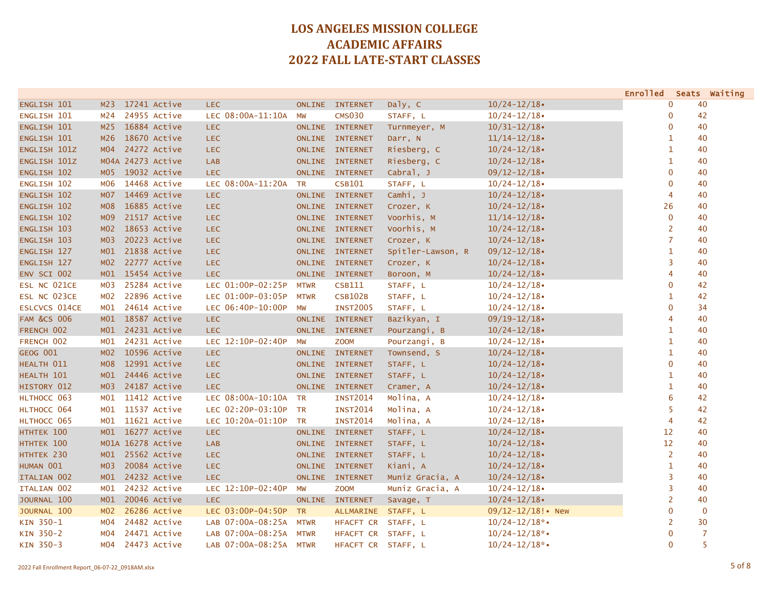# LOS ANGELES MISSION COLLEGE
# ACADEMIC AFFAIRS
# 2022 FALL LATE-START CLASSES

| Course | Section | Class # | Status | Type/Time | Days | Room | Instructor | Dates | Enrolled | Seats | Waiting |
|---|---|---|---|---|---|---|---|---|---|---|---|
| ENGLISH 101 | M23 | 17241 | Active | LEC | ONLINE | INTERNET | Daly, C | 10/24-12/18• | 0 | 40 | |
| ENGLISH 101 | M24 | 24955 | Active | LEC 08:00A-11:10A | MW | CMS030 | STAFF, L | 10/24-12/18• | 0 | 42 | |
| ENGLISH 101 | M25 | 16884 | Active | LEC | ONLINE | INTERNET | Turnmeyer, M | 10/31-12/18• | 0 | 40 | |
| ENGLISH 101 | M26 | 18670 | Active | LEC | ONLINE | INTERNET | Darr, N | 11/14-12/18• | 1 | 40 | |
| ENGLISH 101Z | M04 | 24272 | Active | LEC | ONLINE | INTERNET | Riesberg, C | 10/24-12/18• | 1 | 40 | |
| ENGLISH 101Z | M04A | 24273 | Active | LAB | ONLINE | INTERNET | Riesberg, C | 10/24-12/18• | 1 | 40 | |
| ENGLISH 102 | M05 | 19032 | Active | LEC | ONLINE | INTERNET | Cabral, J | 09/12-12/18• | 0 | 40 | |
| ENGLISH 102 | M06 | 14468 | Active | LEC 08:00A-11:20A | TR | CSB101 | STAFF, L | 10/24-12/18• | 0 | 40 | |
| ENGLISH 102 | M07 | 14469 | Active | LEC | ONLINE | INTERNET | Camhi, J | 10/24-12/18• | 4 | 40 | |
| ENGLISH 102 | M08 | 16885 | Active | LEC | ONLINE | INTERNET | Crozer, K | 10/24-12/18• | 26 | 40 | |
| ENGLISH 102 | M09 | 21517 | Active | LEC | ONLINE | INTERNET | Voorhis, M | 11/14-12/18• | 0 | 40 | |
| ENGLISH 103 | M02 | 18653 | Active | LEC | ONLINE | INTERNET | Voorhis, M | 10/24-12/18• | 2 | 40 | |
| ENGLISH 103 | M03 | 20223 | Active | LEC | ONLINE | INTERNET | Crozer, K | 10/24-12/18• | 7 | 40 | |
| ENGLISH 127 | M01 | 21838 | Active | LEC | ONLINE | INTERNET | Spitler-Lawson, R | 09/12-12/18• | 1 | 40 | |
| ENGLISH 127 | M02 | 22777 | Active | LEC | ONLINE | INTERNET | Crozer, K | 10/24-12/18• | 3 | 40 | |
| ENV SCI 002 | M01 | 15454 | Active | LEC | ONLINE | INTERNET | Boroon, M | 10/24-12/18• | 4 | 40 | |
| ESL NC 021CE | M03 | 25284 | Active | LEC 01:00P-02:25P | MTWR | CSB111 | STAFF, L | 10/24-12/18• | 0 | 42 | |
| ESL NC 023CE | M02 | 22896 | Active | LEC 01:00P-03:05P | MTWR | CSB102B | STAFF, L | 10/24-12/18• | 1 | 42 | |
| ESLCVCS 014CE | M01 | 24614 | Active | LEC 06:40P-10:00P | MW | INST2005 | STAFF, L | 10/24-12/18• | 0 | 34 | |
| FAM &CS 006 | M01 | 18587 | Active | LEC | ONLINE | INTERNET | Bazikyan, I | 09/19-12/18• | 4 | 40 | |
| FRENCH 002 | M01 | 24231 | Active | LEC | ONLINE | INTERNET | Pourzangi, B | 10/24-12/18• | 1 | 40 | |
| FRENCH 002 | M01 | 24231 | Active | LEC 12:10P-02:40P | MW | ZOOM | Pourzangi, B | 10/24-12/18• | 1 | 40 | |
| GEOG 001 | M02 | 10596 | Active | LEC | ONLINE | INTERNET | Townsend, S | 10/24-12/18• | 1 | 40 | |
| HEALTH 011 | M08 | 12991 | Active | LEC | ONLINE | INTERNET | STAFF, L | 10/24-12/18• | 0 | 40 | |
| HEALTH 101 | M01 | 24446 | Active | LEC | ONLINE | INTERNET | STAFF, L | 10/24-12/18• | 1 | 40 | |
| HISTORY 012 | M03 | 24187 | Active | LEC | ONLINE | INTERNET | Cramer, A | 10/24-12/18• | 1 | 40 | |
| HLTHOCC 063 | M01 | 11412 | Active | LEC 08:00A-10:10A | TR | INST2014 | Molina, A | 10/24-12/18• | 6 | 42 | |
| HLTHOCC 064 | M01 | 11537 | Active | LEC 02:20P-03:10P | TR | INST2014 | Molina, A | 10/24-12/18• | 5 | 42 | |
| HLTHOCC 065 | M01 | 11621 | Active | LEC 10:20A-01:10P | TR | INST2014 | Molina, A | 10/24-12/18• | 4 | 42 | |
| HTHTEK 100 | M01 | 16277 | Active | LEC | ONLINE | INTERNET | STAFF, L | 10/24-12/18• | 12 | 40 | |
| HTHTEK 100 | M01A | 16278 | Active | LAB | ONLINE | INTERNET | STAFF, L | 10/24-12/18• | 12 | 40 | |
| HTHTEK 230 | M01 | 25562 | Active | LEC | ONLINE | INTERNET | STAFF, L | 10/24-12/18• | 2 | 40 | |
| HUMAN 001 | M03 | 20084 | Active | LEC | ONLINE | INTERNET | Kiani, A | 10/24-12/18• | 1 | 40 | |
| ITALIAN 002 | M01 | 24232 | Active | LEC | ONLINE | INTERNET | Muniz Gracia, A | 10/24-12/18• | 3 | 40 | |
| ITALIAN 002 | M01 | 24232 | Active | LEC 12:10P-02:40P | MW | ZOOM | Muniz Gracia, A | 10/24-12/18• | 3 | 40 | |
| JOURNAL 100 | M01 | 20046 | Active | LEC | ONLINE | INTERNET | Savage, T | 10/24-12/18• | 2 | 40 | |
| JOURNAL 100 | M02 | 26286 | Active | LEC 03:00P-04:50P | TR | ALLMARINE | STAFF, L | 09/12-12/18!• New | 0 | 0 | |
| KIN 350-1 | M04 | 24482 | Active | LAB 07:00A-08:25A | MTWR | HFACFT CR | STAFF, L | 10/24-12/18*• | 2 | 30 | |
| KIN 350-2 | M04 | 24471 | Active | LAB 07:00A-08:25A | MTWR | HFACFT CR | STAFF, L | 10/24-12/18*• | 0 | 7 | |
| KIN 350-3 | M04 | 24473 | Active | LAB 07:00A-08:25A | MTWR | HFACFT CR | STAFF, L | 10/24-12/18*• | 0 | 5 | |

2022 Fall Enrollment Report_06-07-22_0918AM.xlsx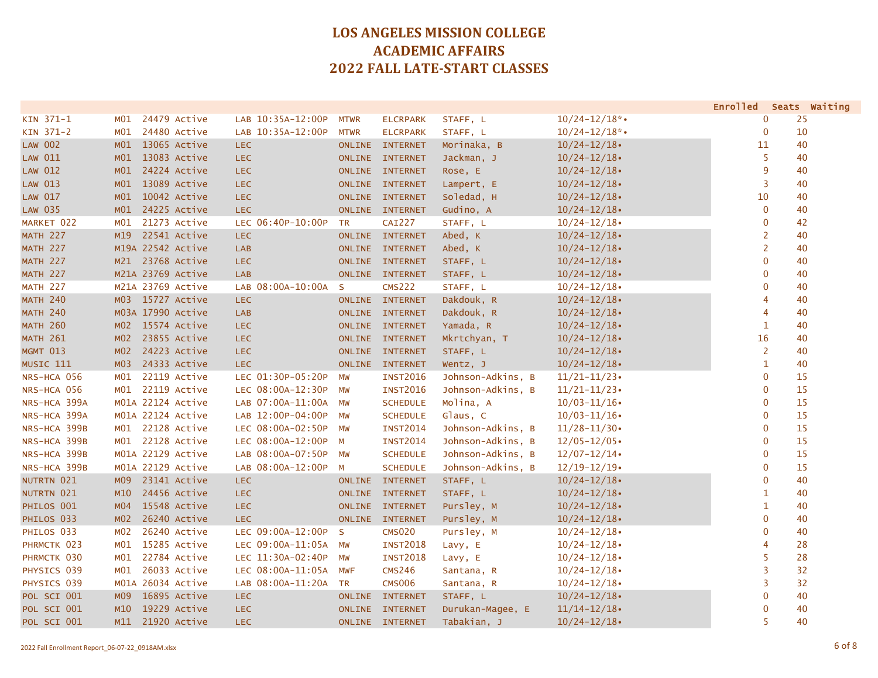# LOS ANGELES MISSION COLLEGE
# ACADEMIC AFFAIRS
# 2022 FALL LATE-START CLASSES

| Course | Section | Class # | Status | Type | Time | Days | Location | Instructor | Dates | Enrolled | Seats | Waiting |
|---|---|---|---|---|---|---|---|---|---|---|---|---|
| KIN 371-1 | M01 | 24479 | Active | LAB | 10:35A-12:00P | MTWR | ELCRPARK | STAFF, L | 10/24-12/18*• | 0 | 25 | |
| KIN 371-2 | M01 | 24480 | Active | LAB | 10:35A-12:00P | MTWR | ELCRPARK | STAFF, L | 10/24-12/18*• | 0 | 10 | |
| LAW 002 | M01 | 13065 | Active | LEC | | ONLINE | INTERNET | Morinaka, B | 10/24-12/18• | 11 | 40 | |
| LAW 011 | M01 | 13083 | Active | LEC | | ONLINE | INTERNET | Jackman, J | 10/24-12/18• | 5 | 40 | |
| LAW 012 | M01 | 24224 | Active | LEC | | ONLINE | INTERNET | Rose, E | 10/24-12/18• | 9 | 40 | |
| LAW 013 | M01 | 13089 | Active | LEC | | ONLINE | INTERNET | Lampert, E | 10/24-12/18• | 3 | 40 | |
| LAW 017 | M01 | 10042 | Active | LEC | | ONLINE | INTERNET | Soledad, H | 10/24-12/18• | 10 | 40 | |
| LAW 035 | M01 | 24225 | Active | LEC | | ONLINE | INTERNET | Gudino, A | 10/24-12/18• | 0 | 40 | |
| MARKET 022 | M01 | 21273 | Active | LEC | 06:40P-10:00P | TR | CAI227 | STAFF, L | 10/24-12/18• | 0 | 42 | |
| MATH 227 | M19 | 22541 | Active | LEC | | ONLINE | INTERNET | Abed, K | 10/24-12/18• | 2 | 40 | |
| MATH 227 | M19A | 22542 | Active | LAB | | ONLINE | INTERNET | Abed, K | 10/24-12/18• | 2 | 40 | |
| MATH 227 | M21 | 23768 | Active | LEC | | ONLINE | INTERNET | STAFF, L | 10/24-12/18• | 0 | 40 | |
| MATH 227 | M21A | 23769 | Active | LAB | | ONLINE | INTERNET | STAFF, L | 10/24-12/18• | 0 | 40 | |
| MATH 227 | M21A | 23769 | Active | LAB | 08:00A-10:00A | S | CMS222 | STAFF, L | 10/24-12/18• | 0 | 40 | |
| MATH 240 | M03 | 15727 | Active | LEC | | ONLINE | INTERNET | Dakdouk, R | 10/24-12/18• | 4 | 40 | |
| MATH 240 | M03A | 17990 | Active | LAB | | ONLINE | INTERNET | Dakdouk, R | 10/24-12/18• | 4 | 40 | |
| MATH 260 | M02 | 15574 | Active | LEC | | ONLINE | INTERNET | Yamada, R | 10/24-12/18• | 1 | 40 | |
| MATH 261 | M02 | 23855 | Active | LEC | | ONLINE | INTERNET | Mkrtchyan, T | 10/24-12/18• | 16 | 40 | |
| MGMT 013 | M02 | 24223 | Active | LEC | | ONLINE | INTERNET | STAFF, L | 10/24-12/18• | 2 | 40 | |
| MUSIC 111 | M03 | 24333 | Active | LEC | | ONLINE | INTERNET | Wentz, J | 10/24-12/18• | 1 | 40 | |
| NRS-HCA 056 | M01 | 22119 | Active | LEC | 01:30P-05:20P | MW | INST2016 | Johnson-Adkins, B | 11/21-11/23• | 0 | 15 | |
| NRS-HCA 056 | M01 | 22119 | Active | LEC | 08:00A-12:30P | MW | INST2016 | Johnson-Adkins, B | 11/21-11/23• | 0 | 15 | |
| NRS-HCA 399A | M01A | 22124 | Active | LAB | 07:00A-11:00A | MW | SCHEDULE | Molina, A | 10/03-11/16• | 0 | 15 | |
| NRS-HCA 399A | M01A | 22124 | Active | LAB | 12:00P-04:00P | MW | SCHEDULE | Glaus, C | 10/03-11/16• | 0 | 15 | |
| NRS-HCA 399B | M01 | 22128 | Active | LEC | 08:00A-02:50P | MW | INST2014 | Johnson-Adkins, B | 11/28-11/30• | 0 | 15 | |
| NRS-HCA 399B | M01 | 22128 | Active | LEC | 08:00A-12:00P | M | INST2014 | Johnson-Adkins, B | 12/05-12/05• | 0 | 15 | |
| NRS-HCA 399B | M01A | 22129 | Active | LAB | 08:00A-07:50P | MW | SCHEDULE | Johnson-Adkins, B | 12/07-12/14• | 0 | 15 | |
| NRS-HCA 399B | M01A | 22129 | Active | LAB | 08:00A-12:00P | M | SCHEDULE | Johnson-Adkins, B | 12/19-12/19• | 0 | 15 | |
| NUTRTN 021 | M09 | 23141 | Active | LEC | | ONLINE | INTERNET | STAFF, L | 10/24-12/18• | 0 | 40 | |
| NUTRTN 021 | M10 | 24456 | Active | LEC | | ONLINE | INTERNET | STAFF, L | 10/24-12/18• | 1 | 40 | |
| PHILOS 001 | M04 | 15548 | Active | LEC | | ONLINE | INTERNET | Pursley, M | 10/24-12/18• | 1 | 40 | |
| PHILOS 033 | M02 | 26240 | Active | LEC | | ONLINE | INTERNET | Pursley, M | 10/24-12/18• | 0 | 40 | |
| PHILOS 033 | M02 | 26240 | Active | LEC | 09:00A-12:00P | S | CMS020 | Pursley, M | 10/24-12/18• | 0 | 40 | |
| PHRMCTK 023 | M01 | 15285 | Active | LEC | 09:00A-11:05A | MW | INST2018 | Lavy, E | 10/24-12/18• | 4 | 28 | |
| PHRMCTK 030 | M01 | 22784 | Active | LEC | 11:30A-02:40P | MW | INST2018 | Lavy, E | 10/24-12/18• | 5 | 28 | |
| PHYSICS 039 | M01 | 26033 | Active | LEC | 08:00A-11:05A | MWF | CMS246 | Santana, R | 10/24-12/18• | 3 | 32 | |
| PHYSICS 039 | M01A | 26034 | Active | LAB | 08:00A-11:20A | TR | CMS006 | Santana, R | 10/24-12/18• | 3 | 32 | |
| POL SCI 001 | M09 | 16895 | Active | LEC | | ONLINE | INTERNET | STAFF, L | 10/24-12/18• | 0 | 40 | |
| POL SCI 001 | M10 | 19229 | Active | LEC | | ONLINE | INTERNET | Durukan-Magee, E | 11/14-12/18• | 0 | 40 | |
| POL SCI 001 | M11 | 21920 | Active | LEC | | ONLINE | INTERNET | Tabakian, J | 10/24-12/18• | 5 | 40 | |

2022 Fall Enrollment Report_06-07-22_0918AM.xlsx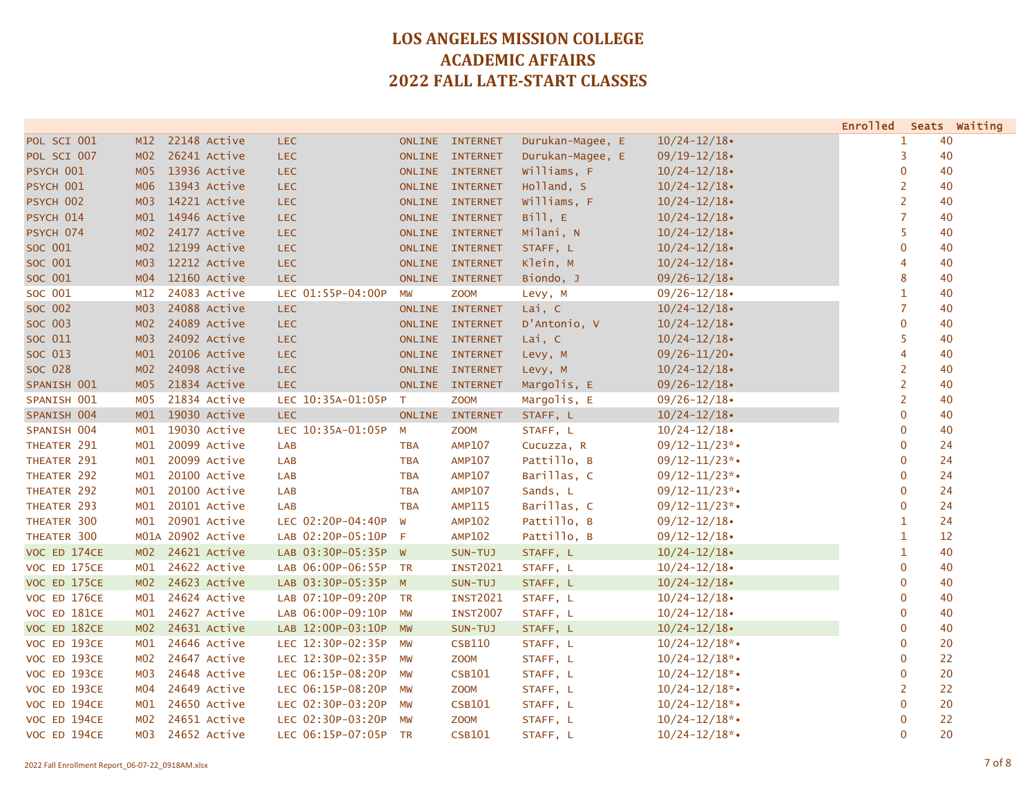# LOS ANGELES MISSION COLLEGE
# ACADEMIC AFFAIRS
# 2022 FALL LATE-START CLASSES

| Course | Section | Class # | Status | Type/Time | Days | Location | Instructor | Dates | Enrolled | Seats | Waiting |
|---|---|---|---|---|---|---|---|---|---|---|---|
| POL SCI 001 | M12 | 22148 | Active | LEC | ONLINE | INTERNET | Durukan-Magee, E | 10/24-12/18• | 1 | 40 | |
| POL SCI 007 | M02 | 26241 | Active | LEC | ONLINE | INTERNET | Durukan-Magee, E | 09/19-12/18• | 3 | 40 | |
| PSYCH 001 | M05 | 13936 | Active | LEC | ONLINE | INTERNET | Williams, F | 10/24-12/18• | 0 | 40 | |
| PSYCH 001 | M06 | 13943 | Active | LEC | ONLINE | INTERNET | Holland, S | 10/24-12/18• | 2 | 40 | |
| PSYCH 002 | M03 | 14221 | Active | LEC | ONLINE | INTERNET | Williams, F | 10/24-12/18• | 2 | 40 | |
| PSYCH 014 | M01 | 14946 | Active | LEC | ONLINE | INTERNET | Bill, E | 10/24-12/18• | 7 | 40 | |
| PSYCH 074 | M02 | 24177 | Active | LEC | ONLINE | INTERNET | Milani, N | 10/24-12/18• | 5 | 40 | |
| SOC 001 | M02 | 12199 | Active | LEC | ONLINE | INTERNET | STAFF, L | 10/24-12/18• | 0 | 40 | |
| SOC 001 | M03 | 12212 | Active | LEC | ONLINE | INTERNET | Klein, M | 10/24-12/18• | 4 | 40 | |
| SOC 001 | M04 | 12160 | Active | LEC | ONLINE | INTERNET | Biondo, J | 09/26-12/18• | 8 | 40 | |
| SOC 001 | M12 | 24083 | Active | LEC 01:55P-04:00P | MW | ZOOM | Levy, M | 09/26-12/18• | 1 | 40 | |
| SOC 002 | M03 | 24088 | Active | LEC | ONLINE | INTERNET | Lai, C | 10/24-12/18• | 7 | 40 | |
| SOC 003 | M02 | 24089 | Active | LEC | ONLINE | INTERNET | D'Antonio, V | 10/24-12/18• | 0 | 40 | |
| SOC 011 | M03 | 24092 | Active | LEC | ONLINE | INTERNET | Lai, C | 10/24-12/18• | 5 | 40 | |
| SOC 013 | M01 | 20106 | Active | LEC | ONLINE | INTERNET | Levy, M | 09/26-11/20• | 4 | 40 | |
| SOC 028 | M02 | 24098 | Active | LEC | ONLINE | INTERNET | Levy, M | 10/24-12/18• | 2 | 40 | |
| SPANISH 001 | M05 | 21834 | Active | LEC | ONLINE | INTERNET | Margolis, E | 09/26-12/18• | 2 | 40 | |
| SPANISH 001 | M05 | 21834 | Active | LEC 10:35A-01:05P | T | ZOOM | Margolis, E | 09/26-12/18• | 2 | 40 | |
| SPANISH 004 | M01 | 19030 | Active | LEC | ONLINE | INTERNET | STAFF, L | 10/24-12/18• | 0 | 40 | |
| SPANISH 004 | M01 | 19030 | Active | LEC 10:35A-01:05P | M | ZOOM | STAFF, L | 10/24-12/18• | 0 | 40 | |
| THEATER 291 | M01 | 20099 | Active | LAB | TBA | AMP107 | Cucuzza, R | 09/12-11/23*• | 0 | 24 | |
| THEATER 291 | M01 | 20099 | Active | LAB | TBA | AMP107 | Pattillo, B | 09/12-11/23*• | 0 | 24 | |
| THEATER 292 | M01 | 20100 | Active | LAB | TBA | AMP107 | Barillas, C | 09/12-11/23*• | 0 | 24 | |
| THEATER 292 | M01 | 20100 | Active | LAB | TBA | AMP107 | Sands, L | 09/12-11/23*• | 0 | 24 | |
| THEATER 293 | M01 | 20101 | Active | LAB | TBA | AMP115 | Barillas, C | 09/12-11/23*• | 0 | 24 | |
| THEATER 300 | M01 | 20901 | Active | LEC 02:20P-04:40P | W | AMP102 | Pattillo, B | 09/12-12/18• | 1 | 24 | |
| THEATER 300 | M01A | 20902 | Active | LAB 02:20P-05:10P | F | AMP102 | Pattillo, B | 09/12-12/18• | 1 | 12 | |
| VOC ED 174CE | M02 | 24621 | Active | LAB 03:30P-05:35P | W | SUN-TUJ | STAFF, L | 10/24-12/18• | 1 | 40 | |
| VOC ED 175CE | M01 | 24622 | Active | LAB 06:00P-06:55P | TR | INST2021 | STAFF, L | 10/24-12/18• | 0 | 40 | |
| VOC ED 175CE | M02 | 24623 | Active | LAB 03:30P-05:35P | M | SUN-TUJ | STAFF, L | 10/24-12/18• | 0 | 40 | |
| VOC ED 176CE | M01 | 24624 | Active | LAB 07:10P-09:20P | TR | INST2021 | STAFF, L | 10/24-12/18• | 0 | 40 | |
| VOC ED 181CE | M01 | 24627 | Active | LAB 06:00P-09:10P | MW | INST2007 | STAFF, L | 10/24-12/18• | 0 | 40 | |
| VOC ED 182CE | M02 | 24631 | Active | LAB 12:00P-03:10P | MW | SUN-TUJ | STAFF, L | 10/24-12/18• | 0 | 40 | |
| VOC ED 193CE | M01 | 24646 | Active | LEC 12:30P-02:35P | MW | CSB110 | STAFF, L | 10/24-12/18*• | 0 | 20 | |
| VOC ED 193CE | M02 | 24647 | Active | LEC 12:30P-02:35P | MW | ZOOM | STAFF, L | 10/24-12/18*• | 0 | 22 | |
| VOC ED 193CE | M03 | 24648 | Active | LEC 06:15P-08:20P | MW | CSB101 | STAFF, L | 10/24-12/18*• | 0 | 20 | |
| VOC ED 193CE | M04 | 24649 | Active | LEC 06:15P-08:20P | MW | ZOOM | STAFF, L | 10/24-12/18*• | 2 | 22 | |
| VOC ED 194CE | M01 | 24650 | Active | LEC 02:30P-03:20P | MW | CSB101 | STAFF, L | 10/24-12/18*• | 0 | 20 | |
| VOC ED 194CE | M02 | 24651 | Active | LEC 02:30P-03:20P | MW | ZOOM | STAFF, L | 10/24-12/18*• | 0 | 22 | |
| VOC ED 194CE | M03 | 24652 | Active | LEC 06:15P-07:05P | TR | CSB101 | STAFF, L | 10/24-12/18*• | 0 | 20 | |

2022 Fall Enrollment Report_06-07-22_0918AM.xlsx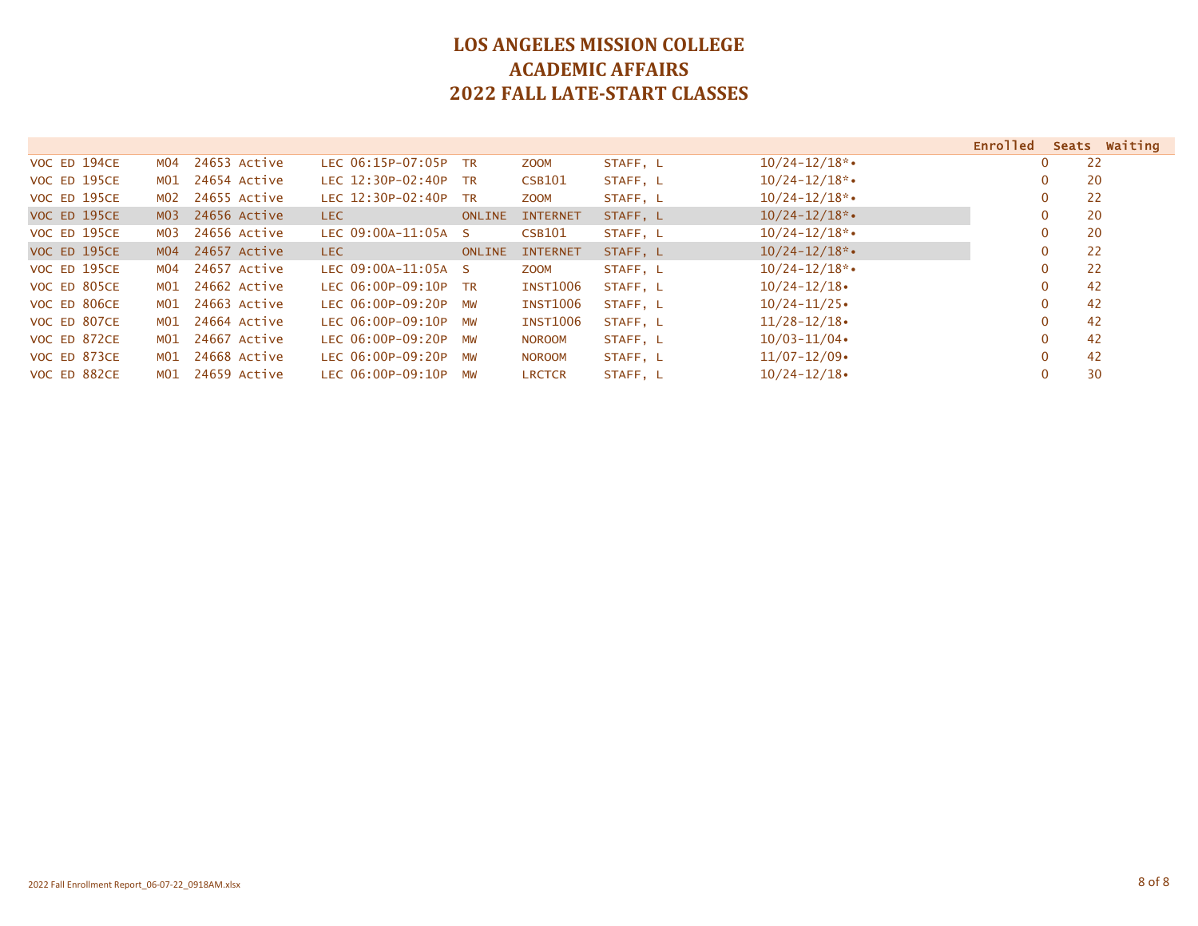# LOS ANGELES MISSION COLLEGE
# ACADEMIC AFFAIRS
# 2022 FALL LATE-START CLASSES

| | | | | | | | | | | Enrolled | Seats | Waiting |
|---|---|---|---|---|---|---|---|---|---|---|---|---|
| VOC ED 194CE | M04 | 24653 | Active | LEC 06:15P-07:05P | TR | ZOOM | STAFF, L | 10/24-12/18*• | | 0 | 22 | |
| VOC ED 195CE | M01 | 24654 | Active | LEC 12:30P-02:40P | TR | CSB101 | STAFF, L | 10/24-12/18*• | | 0 | 20 | |
| VOC ED 195CE | M02 | 24655 | Active | LEC 12:30P-02:40P | TR | ZOOM | STAFF, L | 10/24-12/18*• | | 0 | 22 | |
| VOC ED 195CE | M03 | 24656 | Active | LEC | ONLINE | INTERNET | STAFF, L | 10/24-12/18*• | | 0 | 20 | |
| VOC ED 195CE | M03 | 24656 | Active | LEC 09:00A-11:05A | S | CSB101 | STAFF, L | 10/24-12/18*• | | 0 | 20 | |
| VOC ED 195CE | M04 | 24657 | Active | LEC | ONLINE | INTERNET | STAFF, L | 10/24-12/18*• | | 0 | 22 | |
| VOC ED 195CE | M04 | 24657 | Active | LEC 09:00A-11:05A | S | ZOOM | STAFF, L | 10/24-12/18*• | | 0 | 22 | |
| VOC ED 805CE | M01 | 24662 | Active | LEC 06:00P-09:10P | TR | INST1006 | STAFF, L | 10/24-12/18• | | 0 | 42 | |
| VOC ED 806CE | M01 | 24663 | Active | LEC 06:00P-09:20P | MW | INST1006 | STAFF, L | 10/24-11/25• | | 0 | 42 | |
| VOC ED 807CE | M01 | 24664 | Active | LEC 06:00P-09:10P | MW | INST1006 | STAFF, L | 11/28-12/18• | | 0 | 42 | |
| VOC ED 872CE | M01 | 24667 | Active | LEC 06:00P-09:20P | MW | NOROOM | STAFF, L | 10/03-11/04• | | 0 | 42 | |
| VOC ED 873CE | M01 | 24668 | Active | LEC 06:00P-09:20P | MW | NOROOM | STAFF, L | 11/07-12/09• | | 0 | 42 | |
| VOC ED 882CE | M01 | 24659 | Active | LEC 06:00P-09:10P | MW | LRCTCR | STAFF, L | 10/24-12/18• | | 0 | 30 | |

2022 Fall Enrollment Report_06-07-22_0918AM.xlsx